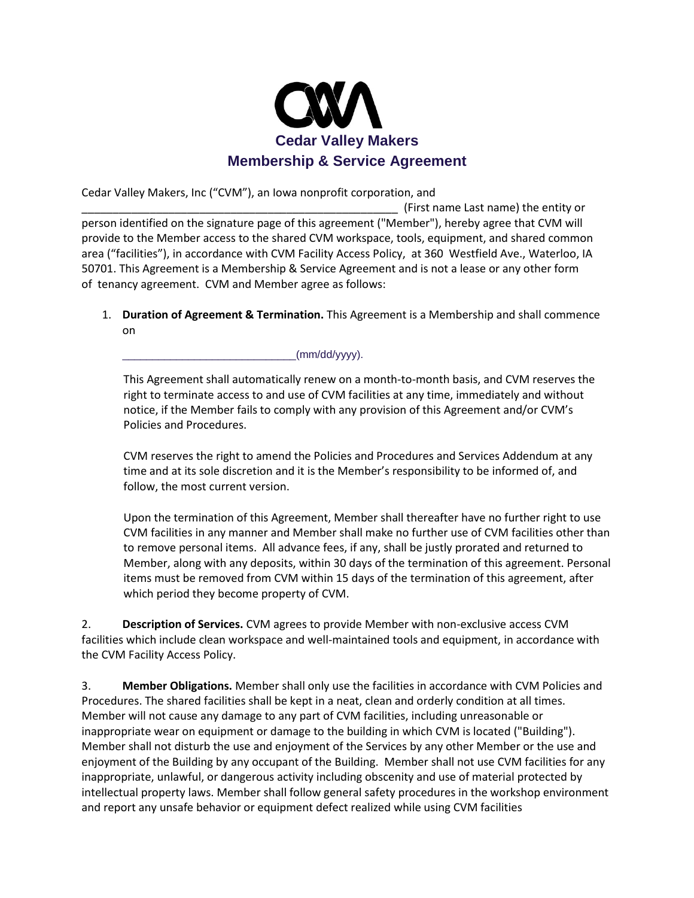# Cedar Valley Makers

## Membership & Service Agreement

Cedar Valley Makers, Inc ("CVM"), an Iowa nonprofit corporation, and _____________________________________________________ (First name Last name) the entity or person identified on the signature page of this agreement ("Member"), hereby agree that CVM will provide to the Member access to the shared CVM workspace, tools, equipment, and shared common area ("facilities"), in accordance with CVM Facility Access Policy, at 360 Westfield Ave., Waterloo, IA 50701. This Agreement is a Membership & Service Agreement and is not a lease or any other form of tenancy agreement. CVM and Member agree as follows:

1. **Duration of Agreement & Termination.** This Agreement is a Membership and shall commence on

   _____________________________(mm/dd/yyyy).

   This Agreement shall automatically renew on a month-to-month basis, and CVM reserves the right to terminate access to and use of CVM facilities at any time, immediately and without notice, if the Member fails to comply with any provision of this Agreement and/or CVM's Policies and Procedures.

   CVM reserves the right to amend the Policies and Procedures and Services Addendum at any time and at its sole discretion and it is the Member's responsibility to be informed of, and follow, the most current version.

   Upon the termination of this Agreement, Member shall thereafter have no further right to use CVM facilities in any manner and Member shall make no further use of CVM facilities other than to remove personal items. All advance fees, if any, shall be justly prorated and returned to Member, along with any deposits, within 30 days of the termination of this agreement. Personal items must be removed from CVM within 15 days of the termination of this agreement, after which period they become property of CVM.

2. **Description of Services.** CVM agrees to provide Member with non-exclusive access CVM facilities which include clean workspace and well-maintained tools and equipment, in accordance with the CVM Facility Access Policy.

3. **Member Obligations.** Member shall only use the facilities in accordance with CVM Policies and Procedures. The shared facilities shall be kept in a neat, clean and orderly condition at all times. Member will not cause any damage to any part of CVM facilities, including unreasonable or inappropriate wear on equipment or damage to the building in which CVM is located ("Building"). Member shall not disturb the use and enjoyment of the Services by any other Member or the use and enjoyment of the Building by any occupant of the Building. Member shall not use CVM facilities for any inappropriate, unlawful, or dangerous activity including obscenity and use of material protected by intellectual property laws. Member shall follow general safety procedures in the workshop environment and report any unsafe behavior or equipment defect realized while using CVM facilities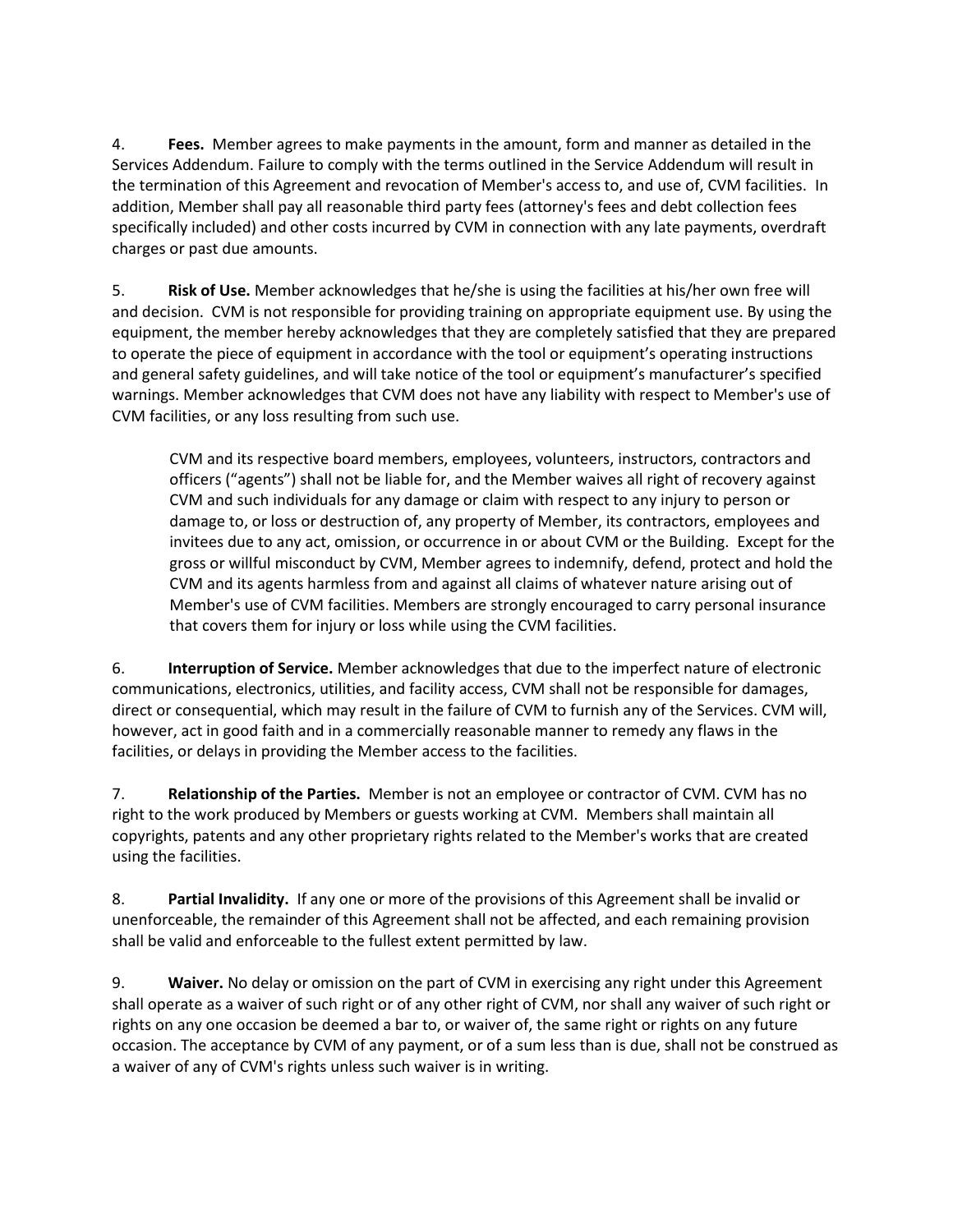4. **Fees.** Member agrees to make payments in the amount, form and manner as detailed in the Services Addendum. Failure to comply with the terms outlined in the Service Addendum will result in the termination of this Agreement and revocation of Member's access to, and use of, CVM facilities. In addition, Member shall pay all reasonable third party fees (attorney's fees and debt collection fees specifically included) and other costs incurred by CVM in connection with any late payments, overdraft charges or past due amounts.

5. **Risk of Use.** Member acknowledges that he/she is using the facilities at his/her own free will and decision. CVM is not responsible for providing training on appropriate equipment use. By using the equipment, the member hereby acknowledges that they are completely satisfied that they are prepared to operate the piece of equipment in accordance with the tool or equipment's operating instructions and general safety guidelines, and will take notice of the tool or equipment's manufacturer's specified warnings. Member acknowledges that CVM does not have any liability with respect to Member's use of CVM facilities, or any loss resulting from such use.

> CVM and its respective board members, employees, volunteers, instructors, contractors and officers ("agents") shall not be liable for, and the Member waives all right of recovery against CVM and such individuals for any damage or claim with respect to any injury to person or damage to, or loss or destruction of, any property of Member, its contractors, employees and invitees due to any act, omission, or occurrence in or about CVM or the Building. Except for the gross or willful misconduct by CVM, Member agrees to indemnify, defend, protect and hold the CVM and its agents harmless from and against all claims of whatever nature arising out of Member's use of CVM facilities. Members are strongly encouraged to carry personal insurance that covers them for injury or loss while using the CVM facilities.

6. **Interruption of Service.** Member acknowledges that due to the imperfect nature of electronic communications, electronics, utilities, and facility access, CVM shall not be responsible for damages, direct or consequential, which may result in the failure of CVM to furnish any of the Services. CVM will, however, act in good faith and in a commercially reasonable manner to remedy any flaws in the facilities, or delays in providing the Member access to the facilities.

7. **Relationship of the Parties.** Member is not an employee or contractor of CVM. CVM has no right to the work produced by Members or guests working at CVM. Members shall maintain all copyrights, patents and any other proprietary rights related to the Member's works that are created using the facilities.

8. **Partial Invalidity.** If any one or more of the provisions of this Agreement shall be invalid or unenforceable, the remainder of this Agreement shall not be affected, and each remaining provision shall be valid and enforceable to the fullest extent permitted by law.

9. **Waiver.** No delay or omission on the part of CVM in exercising any right under this Agreement shall operate as a waiver of such right or of any other right of CVM, nor shall any waiver of such right or rights on any one occasion be deemed a bar to, or waiver of, the same right or rights on any future occasion. The acceptance by CVM of any payment, or of a sum less than is due, shall not be construed as a waiver of any of CVM's rights unless such waiver is in writing.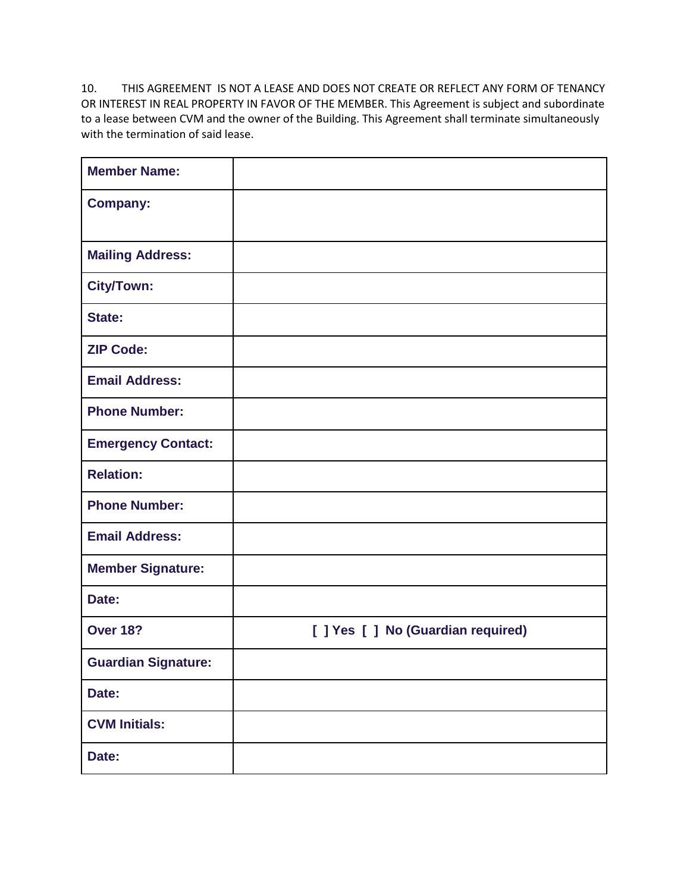10. THIS AGREEMENT IS NOT A LEASE AND DOES NOT CREATE OR REFLECT ANY FORM OF TENANCY OR INTEREST IN REAL PROPERTY IN FAVOR OF THE MEMBER. This Agreement is subject and subordinate to a lease between CVM and the owner of the Building. This Agreement shall terminate simultaneously with the termination of said lease.

| | |
|---|---|
| **Member Name:** | |
| **Company:** | |
| **Mailing Address:** | |
| **City/Town:** | |
| **State:** | |
| **ZIP Code:** | |
| **Email Address:** | |
| **Phone Number:** | |
| **Emergency Contact:** | |
| **Relation:** | |
| **Phone Number:** | |
| **Email Address:** | |
| **Member Signature:** | |
| **Date:** | |
| **Over 18?** | **[ ] Yes [ ] No (Guardian required)** |
| **Guardian Signature:** | |
| **Date:** | |
| **CVM Initials:** | |
| **Date:** | |